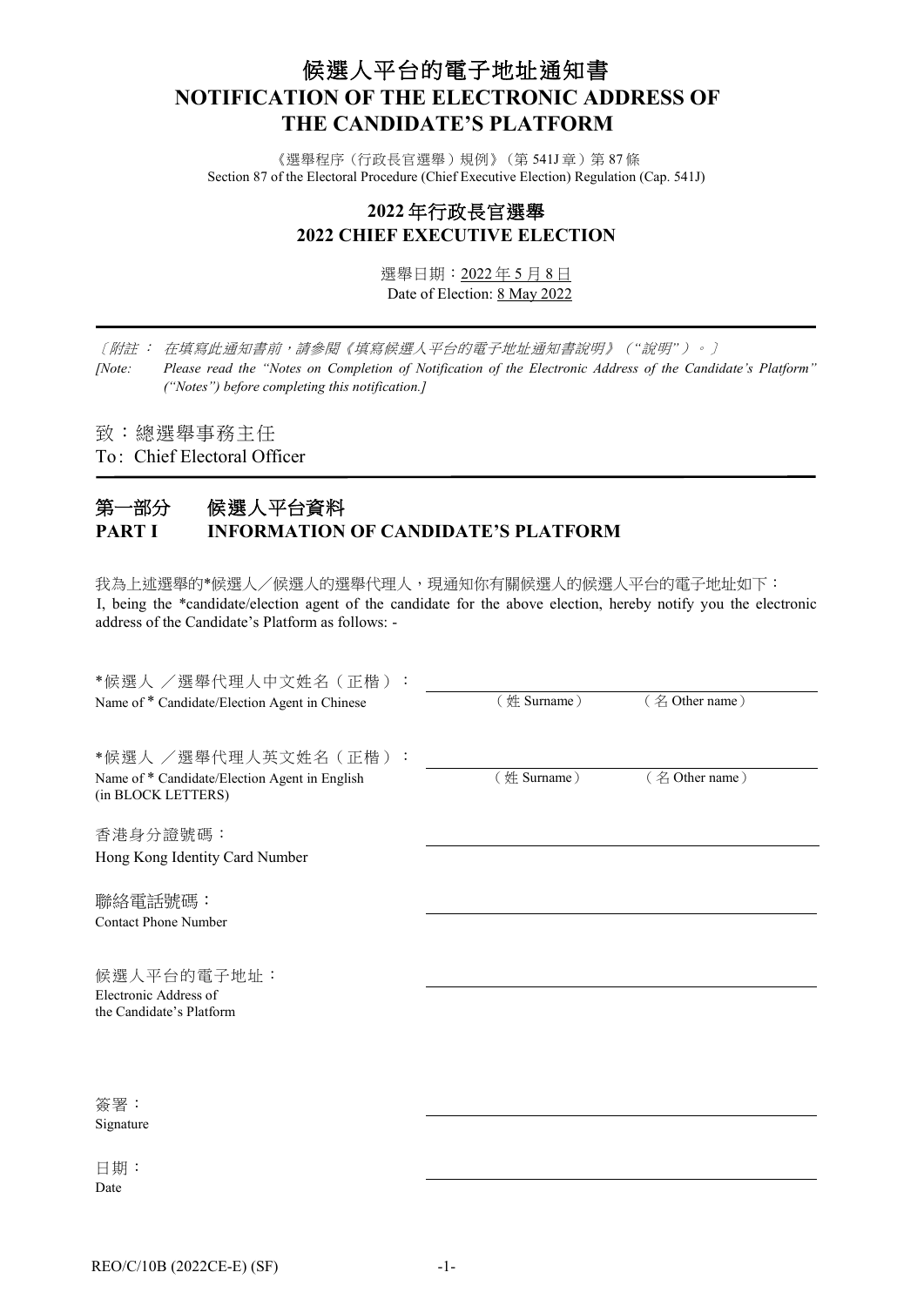# 候選人平台的電子地址通知書
# NOTIFICATION OF THE ELECTRONIC ADDRESS OF THE CANDIDATE'S PLATFORM

《選舉程序（行政長官選舉）規例》（第 541J 章）第 87 條
Section 87 of the Electoral Procedure (Chief Executive Election) Regulation (Cap. 541J)

## 2022 年行政長官選舉
## 2022 CHIEF EXECUTIVE ELECTION

選舉日期：2022 年 5 月 8 日
Date of Election: 8 May 2022

---

*〔附註： 在填寫此通知書前，請參閱《填寫候選人平台的電子地址通知書說明》（"說明"）。〕*

*[Note: Please read the "Notes on Completion of Notification of the Electronic Address of the Candidate's Platform" ("Notes") before completing this notification.]*

致：總選舉事務主任
To: Chief Electoral Officer

---

## 第一部分 候選人平台資料
## PART I INFORMATION OF CANDIDATE'S PLATFORM

我為上述選舉的*候選人／候選人的選舉代理人，現通知你有關候選人的候選人平台的電子地址如下：
I, being the *candidate/election agent of the candidate for the above election, hereby notify you the electronic address of the Candidate's Platform as follows: -

*候選人 ／選舉代理人中文姓名（正楷）：
Name of * Candidate/Election Agent in Chinese

______________________________
（姓 Surname） （名 Other name）

*候選人 ／選舉代理人英文姓名（正楷）：
Name of * Candidate/Election Agent in English (in BLOCK LETTERS)

______________________________
（姓 Surname） （名 Other name）

香港身分證號碼：
Hong Kong Identity Card Number

______________________________

聯絡電話號碼：
Contact Phone Number

______________________________

候選人平台的電子地址：
Electronic Address of the Candidate's Platform

______________________________

簽署：
Signature

______________________________

日期：
Date

______________________________

REO/C/10B (2022CE-E) (SF)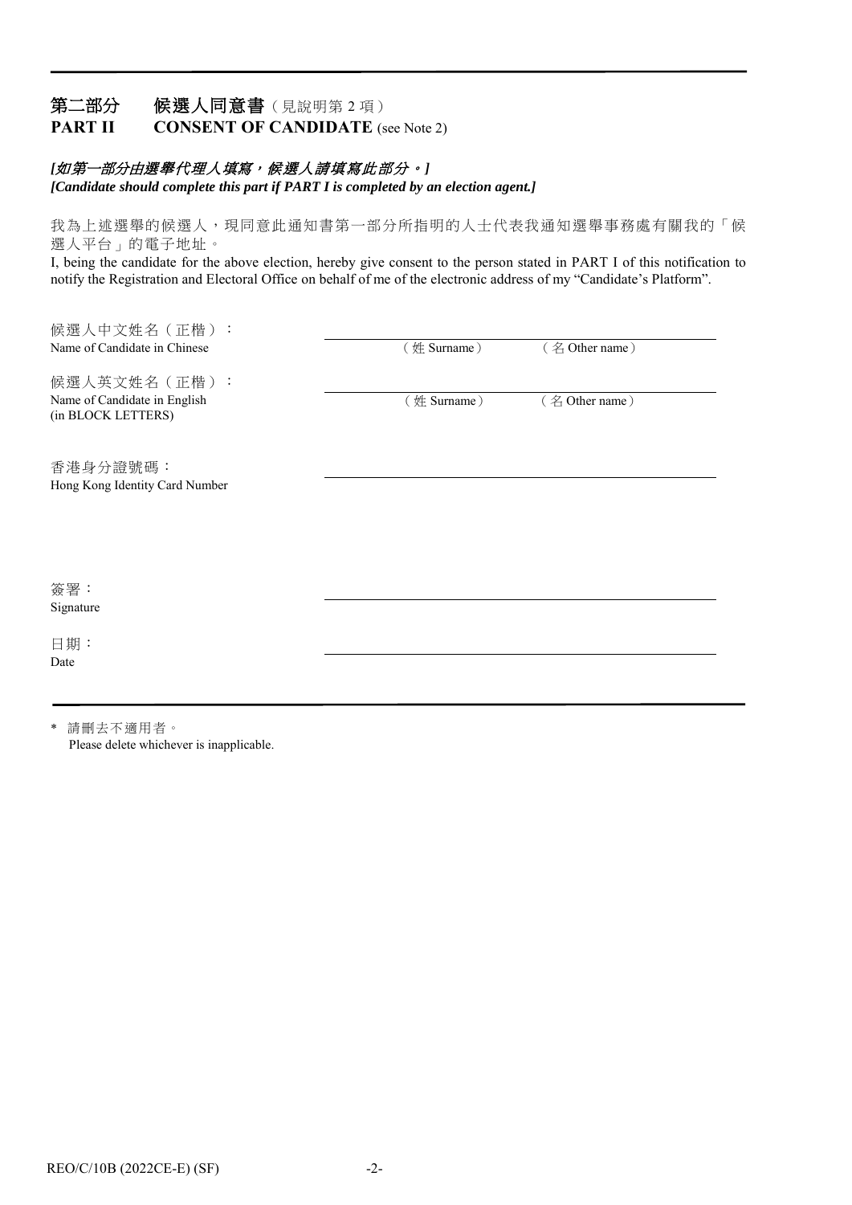## 第二部分 候選人同意書（見說明第 2 項）
## PART II CONSENT OF CANDIDATE (see Note 2)

***[如第一部分由選舉代理人填寫，候選人請填寫此部分。]***
***[Candidate should complete this part if PART I is completed by an election agent.]***

我為上述選舉的候選人，現同意此通知書第一部分所指明的人士代表我通知選舉事務處有關我的「候選人平台」的電子地址。

I, being the candidate for the above election, hereby give consent to the person stated in PART I of this notification to notify the Registration and Electoral Office on behalf of me of the electronic address of my "Candidate's Platform".

候選人中文姓名（正楷）：
Name of Candidate in Chinese
\_\_\_\_\_\_\_\_\_\_\_\_\_\_\_\_\_\_\_\_\_\_\_\_\_\_\_\_\_\_\_\_\_\_\_\_\_\_\_\_
（姓 Surname） （名 Other name）

候選人英文姓名（正楷）：
Name of Candidate in English
(in BLOCK LETTERS)
\_\_\_\_\_\_\_\_\_\_\_\_\_\_\_\_\_\_\_\_\_\_\_\_\_\_\_\_\_\_\_\_\_\_\_\_\_\_\_\_
（姓 Surname） （名 Other name）

香港身分證號碼：
Hong Kong Identity Card Number
\_\_\_\_\_\_\_\_\_\_\_\_\_\_\_\_\_\_\_\_\_\_\_\_\_\_\_\_\_\_\_\_\_\_\_\_\_\_\_\_

簽署：
Signature
\_\_\_\_\_\_\_\_\_\_\_\_\_\_\_\_\_\_\_\_\_\_\_\_\_\_\_\_\_\_\_\_\_\_\_\_\_\_\_\_

日期：
Date
\_\_\_\_\_\_\_\_\_\_\_\_\_\_\_\_\_\_\_\_\_\_\_\_\_\_\_\_\_\_\_\_\_\_\_\_\_\_\_\_

\* 請刪去不適用者。
Please delete whichever is inapplicable.

REO/C/10B (2022CE-E) (SF)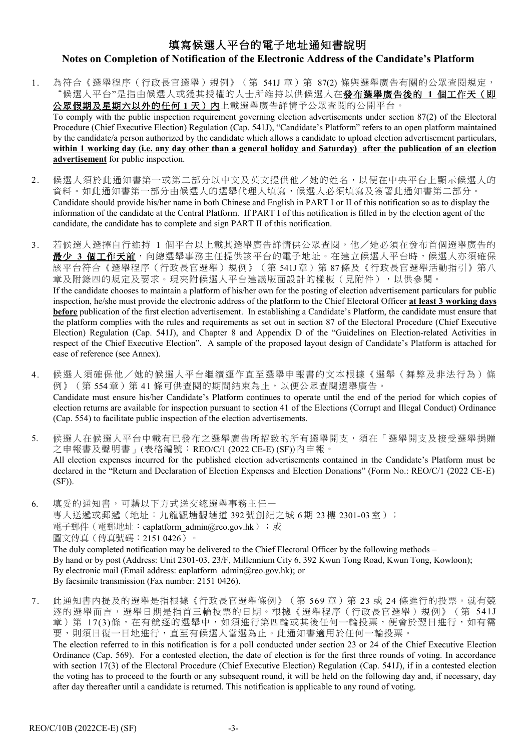# 填寫候選人平台的電子地址通知書說明

## Notes on Completion of Notification of the Electronic Address of the Candidate's Platform

1. 為符合《選舉程序（行政長官選舉）規例》（第 541J 章）第 87(2) 條與選舉廣告有關的公眾查閱規定，"候選人平台"是指由候選人或獲其授權的人士所維持以供候選人在**發布選舉廣告後的 1 個工作天（即公眾假期及星期六以外的任何 1 天）內**上載選舉廣告詳情予公眾查閱的公開平台。

   To comply with the public inspection requirement governing election advertisements under section 87(2) of the Electoral Procedure (Chief Executive Election) Regulation (Cap. 541J), "Candidate's Platform" refers to an open platform maintained by the candidate/a person authorized by the candidate which allows a candidate to upload election advertisement particulars, **within 1 working day (i.e. any day other than a general holiday and Saturday) after the publication of an election advertisement** for public inspection.

2. 候選人須於此通知書第一或第二部分以中文及英文提供他／她的姓名，以便在中央平台上顯示候選人的資料。如此通知書第一部分由候選人的選舉代理人填寫，候選人必須填寫及簽署此通知書第二部分。

   Candidate should provide his/her name in both Chinese and English in PART I or II of this notification so as to display the information of the candidate at the Central Platform. If PART I of this notification is filled in by the election agent of the candidate, the candidate has to complete and sign PART II of this notification.

3. 若候選人選擇自行維持 1 個平台以上載其選舉廣告詳情供公眾查閱，他／她必須在發布首個選舉廣告的**最少 3 個工作天前**，向總選舉事務主任提供該平台的電子地址。在建立候選人平台時，候選人亦須確保該平台符合《選舉程序（行政長官選舉）規例》（第 541J 章）第 87 條及《行政長官選舉活動指引》第八章及附錄四的規定及要求。現夾附候選人平台建議版面設計的樣板（見附件），以供參閱。

   If the candidate chooses to maintain a platform of his/her own for the posting of election advertisement particulars for public inspection, he/she must provide the electronic address of the platform to the Chief Electoral Officer **at least 3 working days before** publication of the first election advertisement. In establishing a Candidate's Platform, the candidate must ensure that the platform complies with the rules and requirements as set out in section 87 of the Electoral Procedure (Chief Executive Election) Regulation (Cap. 541J), and Chapter 8 and Appendix D of the "Guidelines on Election-related Activities in respect of the Chief Executive Election". A sample of the proposed layout design of Candidate's Platform is attached for ease of reference (see Annex).

4. 候選人須確保他／她的候選人平台繼續運作直至選舉申報書的文本根據《選舉（舞弊及非法行為）條例》（第 554 章）第 41 條可供查閱的期間結束為止，以便公眾查閱選舉廣告。

   Candidate must ensure his/her Candidate's Platform continues to operate until the end of the period for which copies of election returns are available for inspection pursuant to section 41 of the Elections (Corrupt and Illegal Conduct) Ordinance (Cap. 554) to facilitate public inspection of the election advertisements.

5. 候選人在候選人平台中載有已發布之選舉廣告所招致的所有選舉開支，須在「選舉開支及接受選舉捐贈之申報書及聲明書」(表格編號：REO/C/1 (2022 CE-E) (SF))內申報。

   All election expenses incurred for the published election advertisements contained in the Candidate's Platform must be declared in the "Return and Declaration of Election Expenses and Election Donations" (Form No.: REO/C/1 (2022 CE-E) (SF)).

6. 填妥的通知書，可藉以下方式送交總選舉事務主任—
   專人送遞或郵遞（地址：九龍觀塘觀塘道 392 號創紀之城 6 期 23 樓 2301-03 室）；
   電子郵件（電郵地址：eaplatform_admin@reo.gov.hk）；或
   圖文傳真（傳真號碼：2151 0426）。

   The duly completed notification may be delivered to the Chief Electoral Officer by the following methods –
   By hand or by post (Address: Unit 2301-03, 23/F, Millennium City 6, 392 Kwun Tong Road, Kwun Tong, Kowloon);
   By electronic mail (Email address: eaplatform_admin@reo.gov.hk); or
   By facsimile transmission (Fax number: 2151 0426).

7. 此通知書內提及的選舉是指根據《行政長官選舉條例》（第 569 章）第 23 或 24 條進行的投票。就有競逐的選舉而言，選舉日期是指首三輪投票的日期。根據《選舉程序（行政長官選舉）規例》（第 541J 章）第 17(3)條，在有競逐的選舉中，如須進行第四輪或其後任何一輪投票，便會於翌日進行，如有需要，則須日復一日地進行，直至有候選人當選為止。此通知書適用於任何一輪投票。

   The election referred to in this notification is for a poll conducted under section 23 or 24 of the Chief Executive Election Ordinance (Cap. 569). For a contested election, the date of election is for the first three rounds of voting. In accordance with section 17(3) of the Electoral Procedure (Chief Executive Election) Regulation (Cap. 541J), if in a contested election the voting has to proceed to the fourth or any subsequent round, it will be held on the following day and, if necessary, day after day thereafter until a candidate is returned. This notification is applicable to any round of voting.

REO/C/10B (2022CE-E) (SF)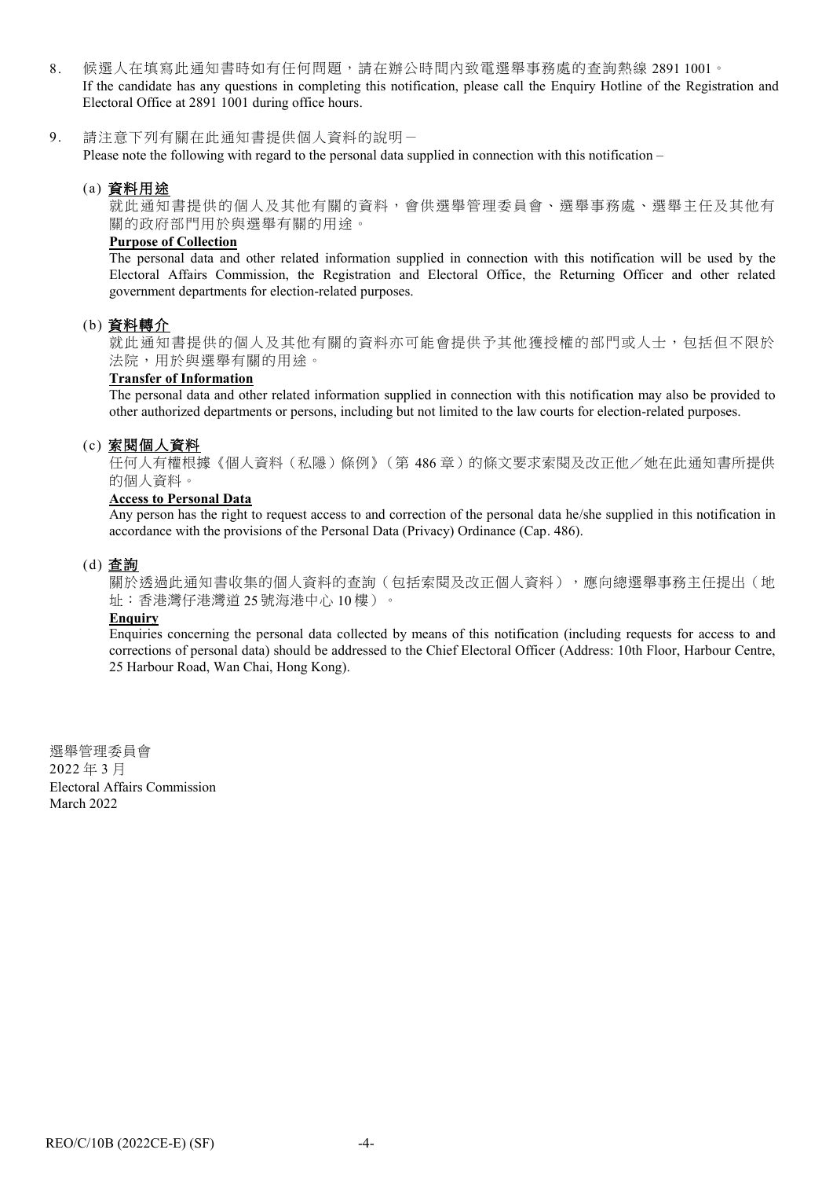8. 候選人在填寫此通知書時如有任何問題，請在辦公時間內致電選舉事務處的查詢熱線 2891 1001。
If the candidate has any questions in completing this notification, please call the Enquiry Hotline of the Registration and Electoral Office at 2891 1001 during office hours.

9. 請注意下列有關在此通知書提供個人資料的說明－
Please note the following with regard to the personal data supplied in connection with this notification –

(a) <u>**資料用途**</u>

就此通知書提供的個人及其他有關的資料，會供選舉管理委員會、選舉事務處、選舉主任及其他有關的政府部門用於與選舉有關的用途。

<u>**Purpose of Collection**</u>

The personal data and other related information supplied in connection with this notification will be used by the Electoral Affairs Commission, the Registration and Electoral Office, the Returning Officer and other related government departments for election-related purposes.

(b) <u>**資料轉介**</u>

就此通知書提供的個人及其他有關的資料亦可能會提供予其他獲授權的部門或人士，包括但不限於法院，用於與選舉有關的用途。

<u>**Transfer of Information**</u>

The personal data and other related information supplied in connection with this notification may also be provided to other authorized departments or persons, including but not limited to the law courts for election-related purposes.

(c) <u>**索閱個人資料**</u>

任何人有權根據《個人資料（私隱）條例》（第 486 章）的條文要求索閱及改正他／她在此通知書所提供的個人資料。

<u>**Access to Personal Data**</u>

Any person has the right to request access to and correction of the personal data he/she supplied in this notification in accordance with the provisions of the Personal Data (Privacy) Ordinance (Cap. 486).

(d) <u>**查詢**</u>

關於透過此通知書收集的個人資料的查詢（包括索閱及改正個人資料），應向總選舉事務主任提出（地址：香港灣仔港灣道 25 號海港中心 10 樓）。

<u>**Enquiry**</u>

Enquiries concerning the personal data collected by means of this notification (including requests for access to and corrections of personal data) should be addressed to the Chief Electoral Officer (Address: 10th Floor, Harbour Centre, 25 Harbour Road, Wan Chai, Hong Kong).

選舉管理委員會
2022 年 3 月
Electoral Affairs Commission
March 2022

REO/C/10B (2022CE-E) (SF)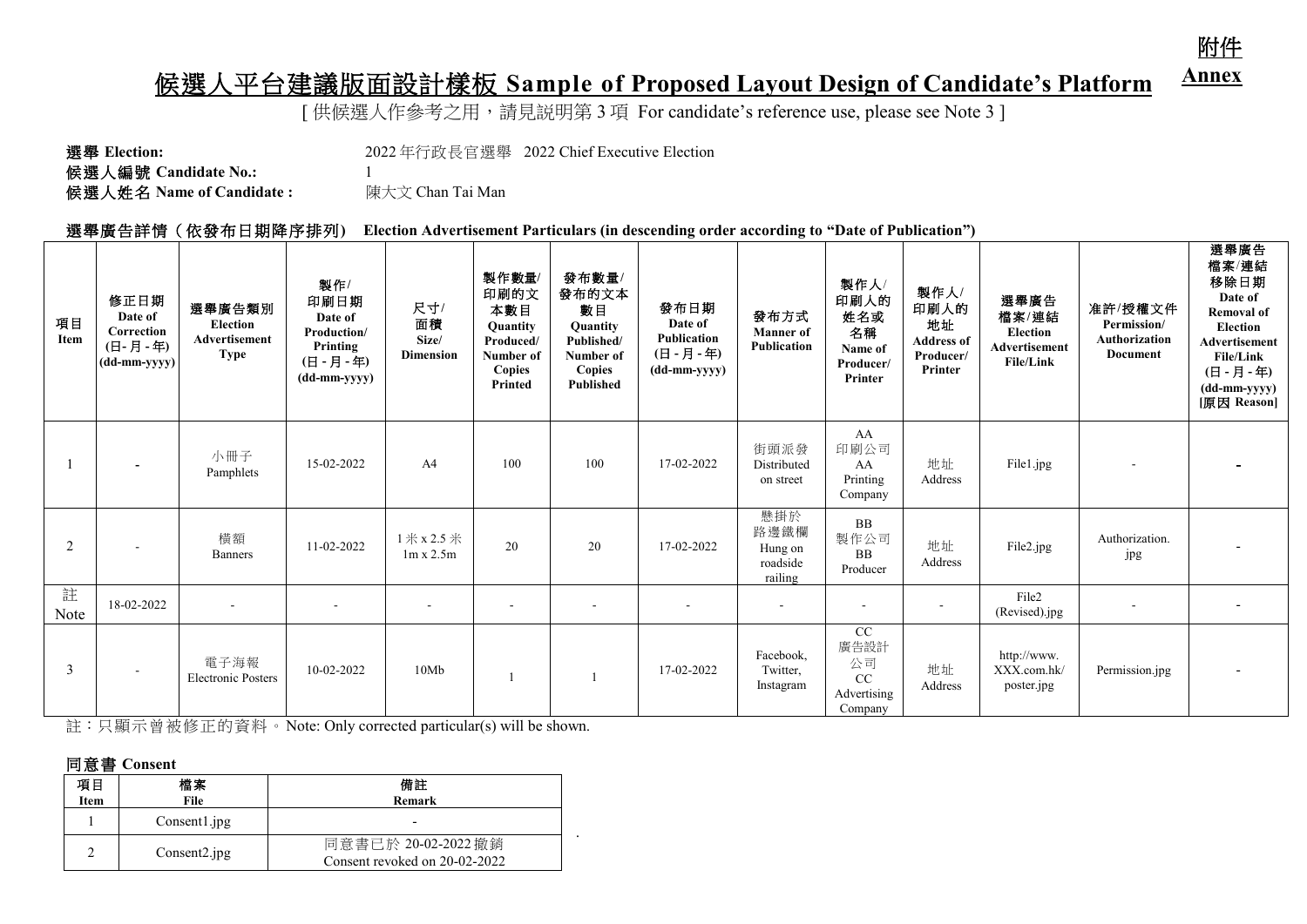附件
**Annex**

# 候選人平台建議版面設計樣板 Sample of Proposed Layout Design of Candidate's Platform

[ 供候選人作參考之用，請見說明第 3 項 For candidate's reference use, please see Note 3 ]

**選舉 Election:** 2022 年行政長官選舉 2022 Chief Executive Election
**候選人編號 Candidate No.:** 1
**候選人姓名 Name of Candidate :** 陳大文 Chan Tai Man

**選舉廣告詳情（依發布日期降序排列） Election Advertisement Particulars (in descending order according to "Date of Publication")**

| 項目 Item | 修正日期 Date of Correction (日-月-年) (dd-mm-yyyy) | 選舉廣告類別 Election Advertisement Type | 製作/印刷日期 Date of Production/ Printing (日-月-年) (dd-mm-yyyy) | 尺寸/面積 Size/ Dimension | 製作數量/印刷的文本數目 Quantity Produced/ Number of Copies Printed | 發布數量/發布的文本數目 Quantity Published/ Number of Copies Published | 發布日期 Date of Publication (日-月-年) (dd-mm-yyyy) | 發布方式 Manner of Publication | 製作人/印刷人的姓名或名稱 Name of Producer/ Printer | 製作人/印刷人的地址 Address of Producer/ Printer | 選舉廣告檔案/連結 Election Advertisement File/Link | 准許/授權文件 Permission/ Authorization Document | 選舉廣告檔案/連結移除日期 Date of Removal of Election Advertisement File/Link (日-月-年) (dd-mm-yyyy) [原因 Reason] |
|---|---|---|---|---|---|---|---|---|---|---|---|---|---|
| 1 | - | 小冊子 Pamphlets | 15-02-2022 | A4 | 100 | 100 | 17-02-2022 | 街頭派發 Distributed on street | AA 印刷公司 AA Printing Company | 地址 Address | File1.jpg | - | - |
| 2 | - | 橫額 Banners | 11-02-2022 | 1 米 x 2.5 米 1m x 2.5m | 20 | 20 | 17-02-2022 | 懸掛於路邊鐵欄 Hung on roadside railing | BB 製作公司 BB Producer | 地址 Address | File2.jpg | Authorization.jpg | - |
| 註 Note | 18-02-2022 | - | - | - | - | - | - | - | - | - | File2 (Revised).jpg | - | - |
| 3 | - | 電子海報 Electronic Posters | 10-02-2022 | 10Mb | 1 | 1 | 17-02-2022 | Facebook, Twitter, Instagram | CC 廣告設計公司 CC Advertising Company | 地址 Address | http://www.XXX.com.hk/poster.jpg | Permission.jpg | - |

註：只顯示曾被修正的資料。Note: Only corrected particular(s) will be shown.

**同意書 Consent**

| 項目 Item | 檔案 File | 備註 Remark |
|---|---|---|
| 1 | Consent1.jpg | - |
| 2 | Consent2.jpg | 同意書已於 20-02-2022 撤銷 Consent revoked on 20-02-2022 |